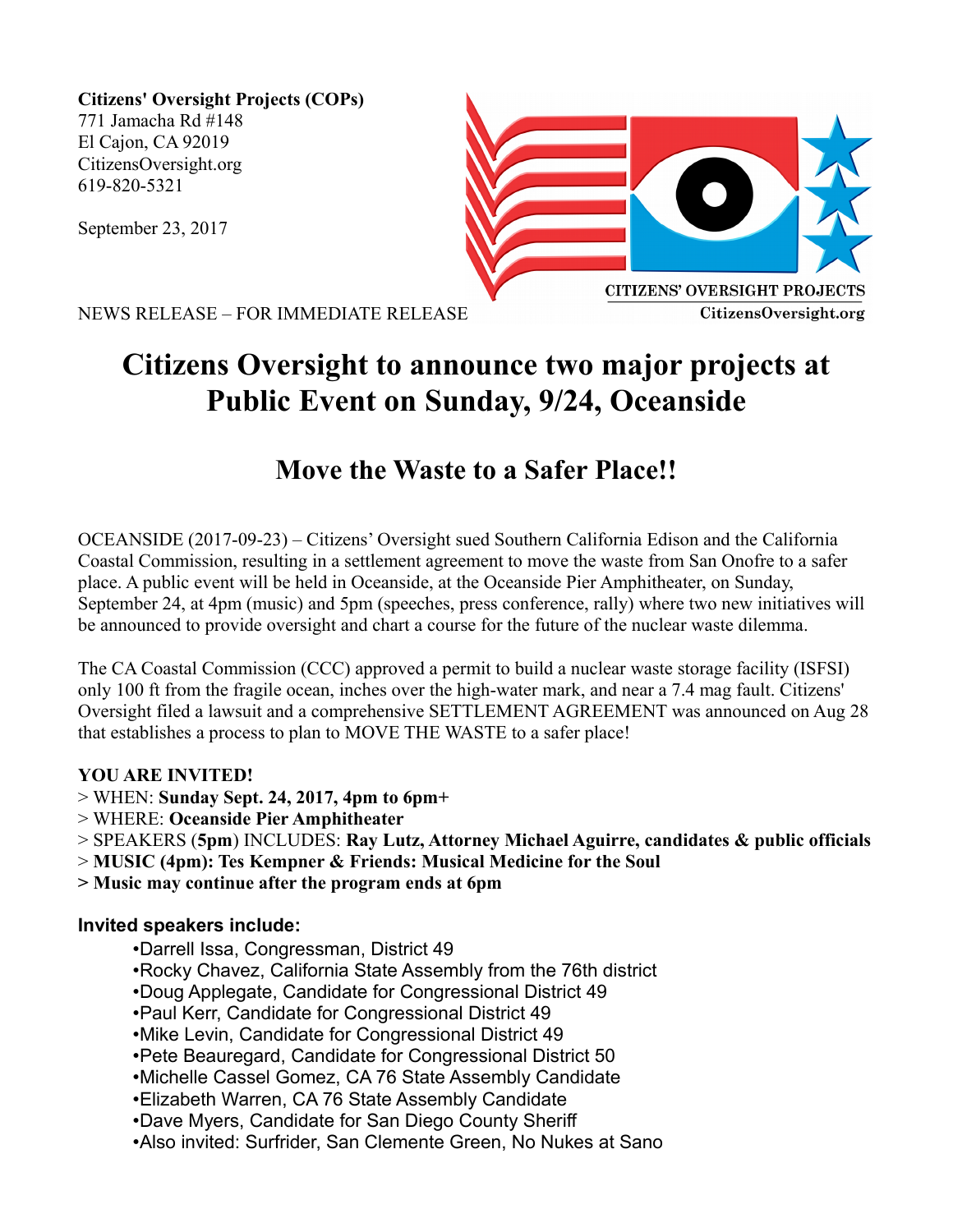**Citizens' Oversight Projects (COPs)**
771 Jamacha Rd #148
El Cajon, CA 92019
CitizensOversight.org
619-820-5321

September 23, 2017

CITIZENS' OVERSIGHT PROJECTS
CitizensOversight.org

NEWS RELEASE – FOR IMMEDIATE RELEASE

# Citizens Oversight to announce two major projects at Public Event on Sunday, 9/24, Oceanside

## Move the Waste to a Safer Place!!

OCEANSIDE (2017-09-23) – Citizens' Oversight sued Southern California Edison and the California Coastal Commission, resulting in a settlement agreement to move the waste from San Onofre to a safer place. A public event will be held in Oceanside, at the Oceanside Pier Amphitheater, on Sunday, September 24, at 4pm (music) and 5pm (speeches, press conference, rally) where two new initiatives will be announced to provide oversight and chart a course for the future of the nuclear waste dilemma.

The CA Coastal Commission (CCC) approved a permit to build a nuclear waste storage facility (ISFSI) only 100 ft from the fragile ocean, inches over the high-water mark, and near a 7.4 mag fault. Citizens' Oversight filed a lawsuit and a comprehensive SETTLEMENT AGREEMENT was announced on Aug 28 that establishes a process to plan to MOVE THE WASTE to a safer place!

**YOU ARE INVITED!**

> WHEN: **Sunday Sept. 24, 2017, 4pm to 6pm+**
> WHERE: **Oceanside Pier Amphitheater**
> SPEAKERS (**5pm**) INCLUDES: **Ray Lutz, Attorney Michael Aguirre, candidates & public officials**
> **MUSIC (4pm): Tes Kempner & Friends: Musical Medicine for the Soul**
**> Music may continue after the program ends at 6pm**

**Invited speakers include:**

- Darrell Issa, Congressman, District 49
- Rocky Chavez, California State Assembly from the 76th district
- Doug Applegate, Candidate for Congressional District 49
- Paul Kerr, Candidate for Congressional District 49
- Mike Levin, Candidate for Congressional District 49
- Pete Beauregard, Candidate for Congressional District 50
- Michelle Cassel Gomez, CA 76 State Assembly Candidate
- Elizabeth Warren, CA 76 State Assembly Candidate
- Dave Myers, Candidate for San Diego County Sheriff
- Also invited: Surfrider, San Clemente Green, No Nukes at Sano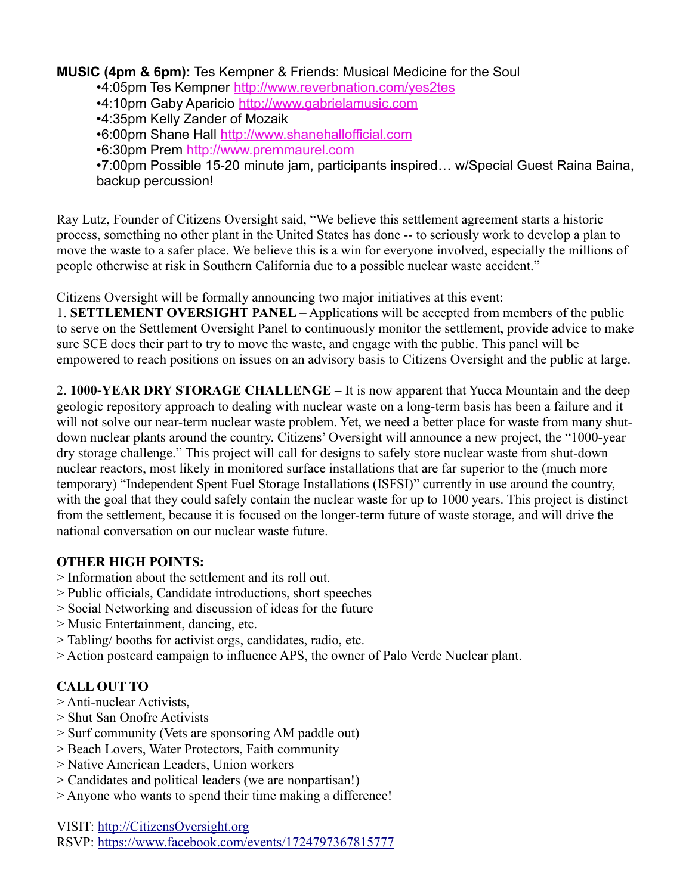**MUSIC (4pm & 6pm):** Tes Kempner & Friends: Musical Medicine for the Soul

- •4:05pm Tes Kempner http://www.reverbnation.com/yes2tes
- •4:10pm Gaby Aparicio http://www.gabrielamusic.com
- •4:35pm Kelly Zander of Mozaik
- •6:00pm Shane Hall http://www.shanehallofficial.com
- •6:30pm Prem http://www.premmaurel.com
- •7:00pm Possible 15-20 minute jam, participants inspired… w/Special Guest Raina Baina, backup percussion!

Ray Lutz, Founder of Citizens Oversight said, "We believe this settlement agreement starts a historic process, something no other plant in the United States has done -- to seriously work to develop a plan to move the waste to a safer place. We believe this is a win for everyone involved, especially the millions of people otherwise at risk in Southern California due to a possible nuclear waste accident."

Citizens Oversight will be formally announcing two major initiatives at this event:

1. **SETTLEMENT OVERSIGHT PANEL** – Applications will be accepted from members of the public to serve on the Settlement Oversight Panel to continuously monitor the settlement, provide advice to make sure SCE does their part to try to move the waste, and engage with the public. This panel will be empowered to reach positions on issues on an advisory basis to Citizens Oversight and the public at large.

2. **1000-YEAR DRY STORAGE CHALLENGE –** It is now apparent that Yucca Mountain and the deep geologic repository approach to dealing with nuclear waste on a long-term basis has been a failure and it will not solve our near-term nuclear waste problem. Yet, we need a better place for waste from many shut-down nuclear plants around the country. Citizens' Oversight will announce a new project, the "1000-year dry storage challenge." This project will call for designs to safely store nuclear waste from shut-down nuclear reactors, most likely in monitored surface installations that are far superior to the (much more temporary) "Independent Spent Fuel Storage Installations (ISFSI)" currently in use around the country, with the goal that they could safely contain the nuclear waste for up to 1000 years. This project is distinct from the settlement, because it is focused on the longer-term future of waste storage, and will drive the national conversation on our nuclear waste future.

**OTHER HIGH POINTS:**

> Information about the settlement and its roll out.
> Public officials, Candidate introductions, short speeches
> Social Networking and discussion of ideas for the future
> Music Entertainment, dancing, etc.
> Tabling/ booths for activist orgs, candidates, radio, etc.
> Action postcard campaign to influence APS, the owner of Palo Verde Nuclear plant.

**CALL OUT TO**

> Anti-nuclear Activists,
> Shut San Onofre Activists
> Surf community (Vets are sponsoring AM paddle out)
> Beach Lovers, Water Protectors, Faith community
> Native American Leaders, Union workers
> Candidates and political leaders (we are nonpartisan!)
> Anyone who wants to spend their time making a difference!

VISIT: http://CitizensOversight.org
RSVP: https://www.facebook.com/events/1724797367815777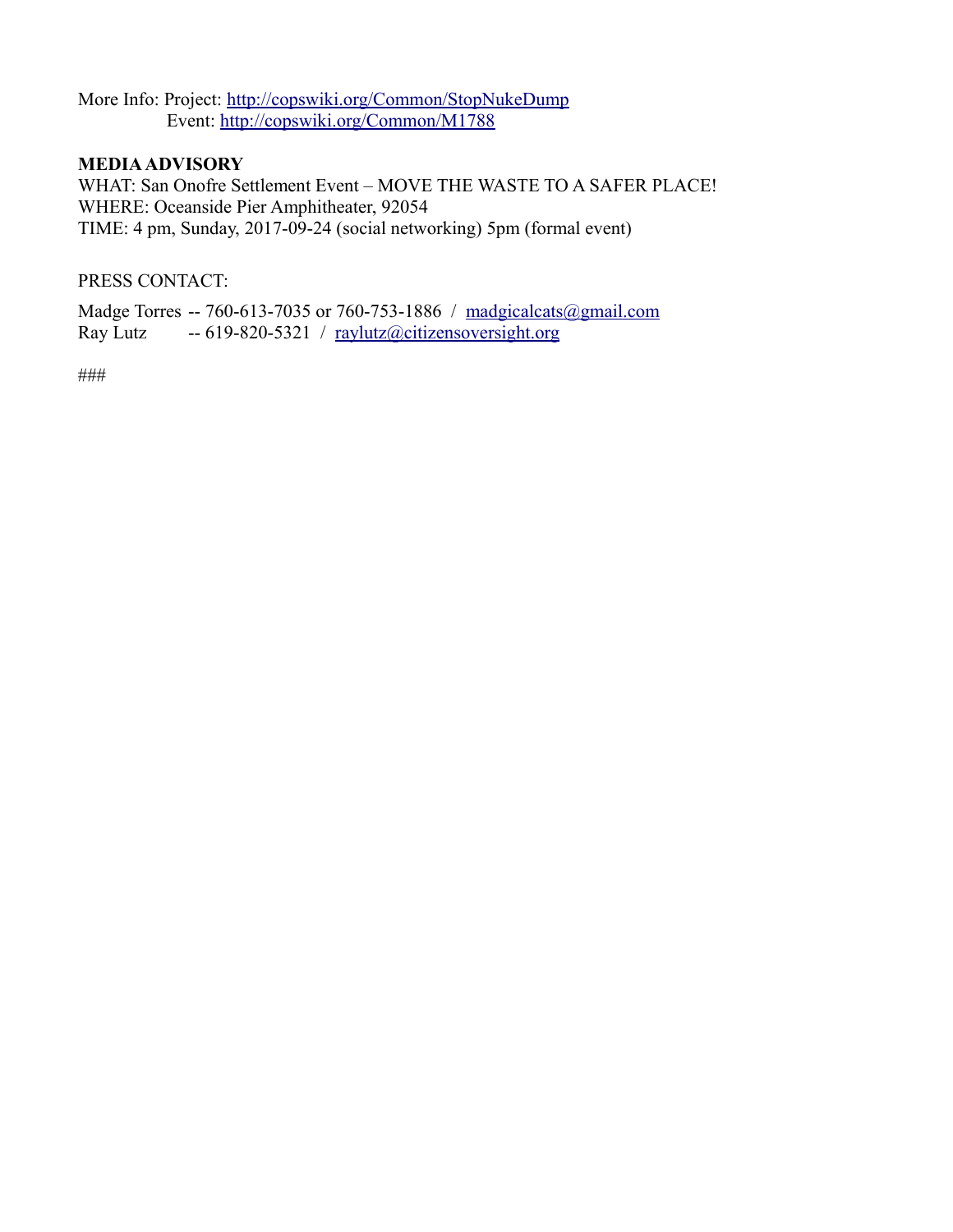More Info: Project: http://copswiki.org/Common/StopNukeDump
Event: http://copswiki.org/Common/M1788

**MEDIA ADVISORY**

WHAT: San Onofre Settlement Event – MOVE THE WASTE TO A SAFER PLACE!
WHERE: Oceanside Pier Amphitheater, 92054
TIME: 4 pm, Sunday, 2017-09-24 (social networking) 5pm (formal event)

PRESS CONTACT:

Madge Torres -- 760-613-7035 or 760-753-1886 / madgicalcats@gmail.com
Ray Lutz -- 619-820-5321 / raylutz@citizensoversight.org

###